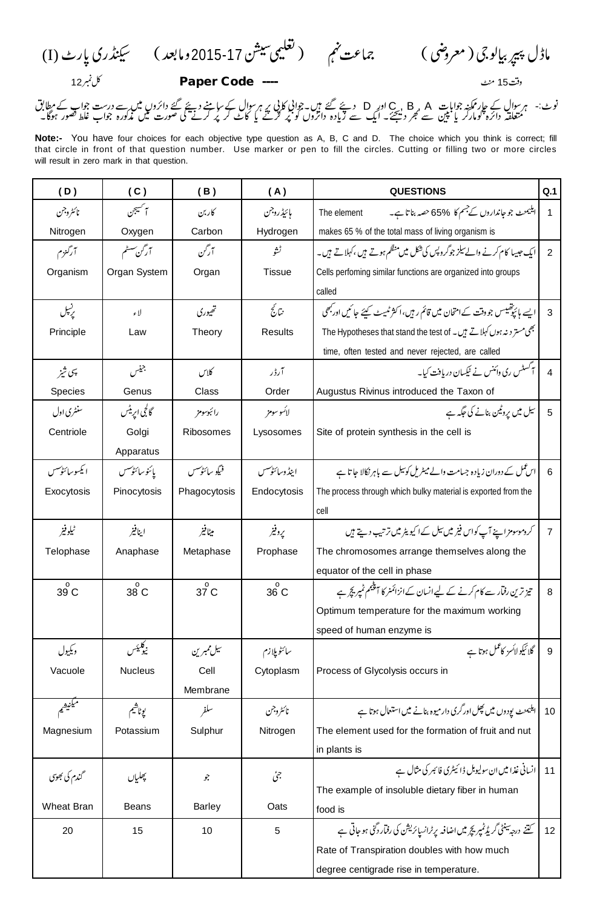# ماڈل پیپر بیالوجی (معروضی) جماعت نہم (تعلیمی سیشن 17-2015 وما بعد) سیکنڈری پارٹ (I)

وقت 15 منٹ **Paper Code ----** کل نمبر 12

نوٹ:- ہر سوال کے چار ممکنہ جوابات A، B، C اور D دیئے گئے ہیں۔ جوابی کاپی پر ہر سوال کے سامنے دیئے گئے دائروں میں سے درست جواب کے مطابق متعلقہ دائرہ کو مارکر یا پین سے بھر دیجئے۔ ایک سے زیادہ دائروں کو پُر کرنے یا کاٹ کر پُر کرنے کی صورت میں مذکورہ جواب غلط تصور ہوگا۔

**Note:-** You have four choices for each objective type question as A, B, C and D. The choice which you think is correct; fill that circle in front of that question number. Use marker or pen to fill the circles. Cutting or filling two or more circles will result in zero mark in that question.

| (D) | (C) | (B) | (A) | QUESTIONS | Q.1 |
|---|---|---|---|---|---|
| نائٹروجن Nitrogen | آکسیجن Oxygen | کاربن Carbon | ہائیڈروجن Hydrogen | ایلیمنٹ جو جانداروں کے جسم کا 65% حصہ بناتا ہے۔ The element makes 65 % of the total mass of living organism is | 1 |
| آرگنزم Organism | آرگن سسٹم Organ System | آرگن Organ | ٹشو Tissue | ایک جیسا کام کرنے والے سیلز جو گروپس کی شکل میں منظم ہوتے ہیں، کہلاتے ہیں۔ Cells perfoming similar functions are organized into groups called | 2 |
| پرنسپل Principle | لاء Law | تھیوری Theory | نتائج Results | ایسے ہائپوتھیسس جو وقت کے امتحان میں قائم رہیں، اکثر ٹیسٹ کیئے جائیں اور کبھی بھی مسترد نہ ہوں کہلاتے ہیں۔ The Hypotheses that stand the test of time, often tested and never rejected, are called | 3 |
| پسی شیز Species | جینس Genus | کلاس Class | آرڈر Order | آگسٹس ری وائنس نے ٹیکسان دریافت کیا۔ Augustus Rivinus introduced the Taxon of | 4 |
| سنٹری اول Centriole | گالجی اپریٹس Golgi Apparatus | رائبوسومز Ribosomes | لائسوسومز Lysosomes | سیل میں پروٹین بنانے کی جگہ ہے Site of protein synthesis in the cell is | 5 |
| ایکسو سائٹوسس Exocytosis | پائنو سائٹوسس Pinocytosis | فیگو سائٹوسس Phagocytosis | اینڈو سائٹوسس Endocytosis | اس عمل کے دوران زیادہ جسامت والے میٹریل کو سیل سے باہر نکالا جاتا ہے The process through which bulky material is exported from the cell | 6 |
| ٹیلوفیز Telophase | اینافیز Anaphase | میٹافیز Metaphase | پروفیز Prophase | کروموسومز اپنے آپ کو اس فیز میں سیل کے اکیویٹر میں ترتیب دیتے ہیں The chromosomes arrange themselves along the equator of the cell in phase | 7 |
| $39^{o}C$ | $38^{o}C$ | $37^{o}C$ | $36^{o}C$ | تیز ترین رفتار سے کام کرنے کے لیے انسان کے انزائمز کا آپٹیمم ٹمپریچر ہے Optimum temperature for the maximum working speed of human enzyme is | 8 |
| ویکیول Vacuole | نیوکلیئس Nucleus | سیل ممبرین Cell Membrane | سائٹو پلازم Cytoplasm | گلائیکو لائسز کا عمل ہوتا ہے Process of Glycolysis occurs in | 9 |
| میگنیشیم Magnesium | پوٹاشیم Potassium | سلفر Sulphur | نائٹروجن Nitrogen | ایلیمنٹ پودوں میں پھل اور گری دار میوہ بنانے میں استعمال ہوتا ہے The element used for the formation of fruit and nut in plants is | 10 |
| گندم کی بھوسی Wheat Bran | پھلیاں Beans | جو Barley | جئی Oats | انسانی غذا میں ان سولیوبل ڈائیٹری فائبر کی مثال ہے The example of insoluble dietary fiber in human food is | 11 |
| 20 | 15 | 10 | 5 | کتنے درجہ سینٹی گریڈ ٹمپریچر میں اضافہ پر ٹرانسپائریشن کی رفتار دگنی ہو جاتی ہے Rate of Transpiration doubles with how much degree centigrade rise in temperature. | 12 |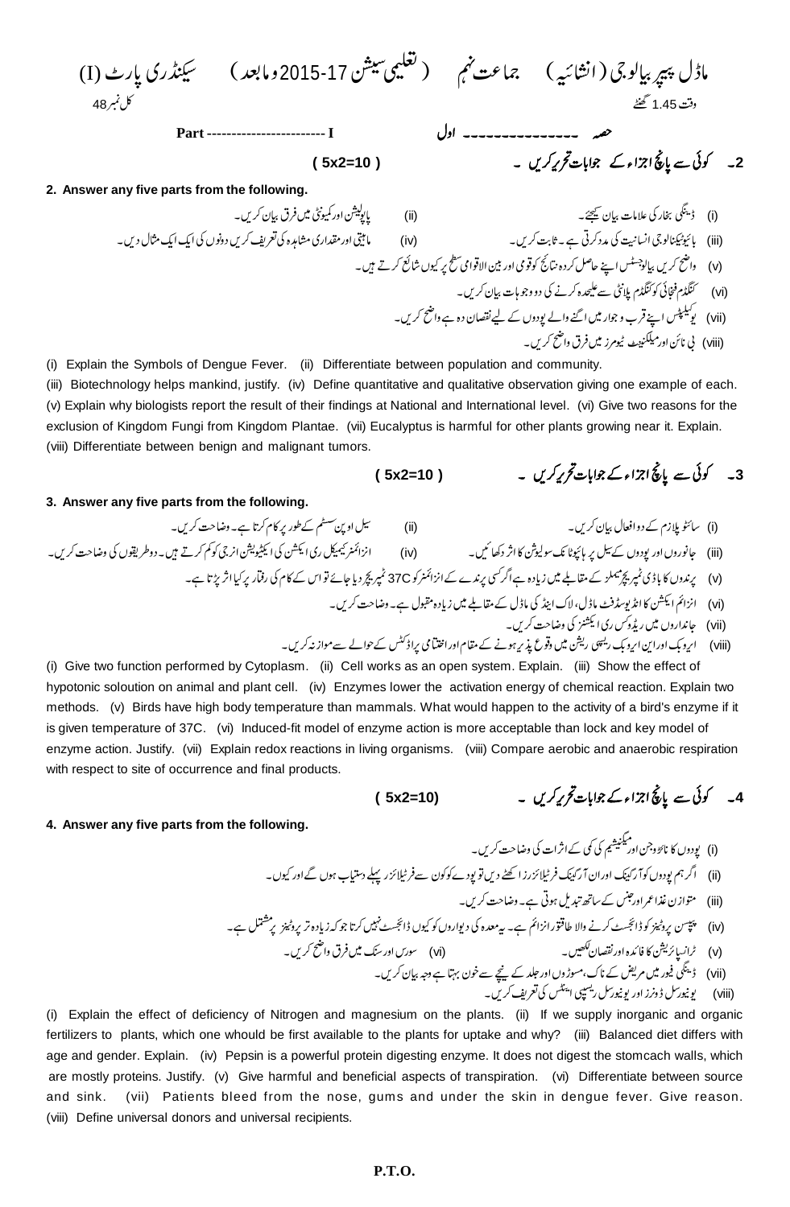# ماڈل پیپر بیالوجی (انشائیہ) جماعت نہم (تعلیمی سیشن 2015-17 و مابعد) سیکنڈری پارٹ (I)

وقت 1.45 گھنٹے — کل نمبر 48

## Part ------------------------ I حصہ -------------- اول

### 2۔ کوئی سے پانچ اجزاء کے جوابات تحریر کریں ۔ (5x2=10)

**2. Answer any five parts from the following.**

(i) ڈینگی بخار کی علامات بیان کیجئے۔ (ii) پاپولیشن اور کمیونٹی میں فرق بیان کریں۔
(iii) بائیوٹیکنالوجی انسانیت کی مدد کرتی ہے۔ ثابت کریں۔ (iv) ماہیتی اور مقداری مشاہدہ کی تعریف کریں دونوں کی ایک ایک مثال دیں۔
(v) واضح کریں بیالوجسٹس اپنے حاصل کردہ نتائج کو قومی اور بین الاقوامی سطح پر کیوں شائع کرتے ہیں۔
(vi) کنگڈم فنجائی کو کنگڈم پلانٹی سے علیحدہ کرنے کی دو وجوہات بیان کریں۔
(vii) یوکلپٹس اپنے قرب و جوار میں اگنے والے پودوں کے لیے نقصان دہ ہے واضح کریں۔
(viii) بی نائن اور میلگنینٹ ٹیومرز میں فرق واضح کریں۔

(i) Explain the Symbols of Dengue Fever. (ii) Differentiate between population and community.
(iii) Biotechnology helps mankind, justify. (iv) Define quantitative and qualitative observation giving one example of each.
(v) Explain why biologists report the result of their findings at National and International level. (vi) Give two reasons for the exclusion of Kingdom Fungi from Kingdom Plantae. (vii) Eucalyptus is harmful for other plants growing near it. Explain.
(viii) Differentiate between benign and malignant tumors.

### 3۔ کوئی سے پانچ اجزاء کے جوابات تحریر کریں ۔ (5x2=10)

**3. Answer any five parts from the following.**

(i) سائٹوپلازم کے دو افعال بیان کریں۔ (ii) سیل اوپن سسٹم کے طور پر کام کرتا ہے۔ وضاحت کریں۔
(iii) جانوروں اور پودوں کے سیل پر ہائپوٹانک سولیوشن کا اثر دکھائیں۔ (iv) انزائمز کیمیکل ری ایکشن کی ایکٹیویشن انرجی کو کم کرتے ہیں۔ دو طریقوں کی وضاحت کریں۔
(v) پرندوں کا باڈی ٹمپریچر ممالیہ کے مقابلے میں زیادہ ہے اگر کسی پرندے کے انزائمز کو 37C ٹمپریچر دیا جائے تو اس کے کام کی رفتار پر کیا اثر پڑتا ہے۔
(vi) انزائم ایکشن کا انڈیوسڈ فٹ ماڈل، لاک اینڈ کی ماڈل کے مقابلے میں زیادہ مقبول ہے۔ وضاحت کریں۔
(vii) جانداروں میں ریڈوکس ری ایکشنز کی وضاحت کریں۔
(viii) ایروبک اور این ایروبک ریسپی ریشن میں وقوع پذیر ہونے کے مقام اور اختتامی پراڈکٹس کے حوالے سے موازنہ کریں۔

(i) Give two function performed by Cytoplasm. (ii) Cell works as an open system. Explain. (iii) Show the effect of hypotonic soloution on animal and plant cell. (iv) Enzymes lower the activation energy of chemical reaction. Explain two methods. (v) Birds have high body temperature than mammals. What would happen to the activity of a bird's enzyme if it is given temperature of 37C. (vi) Induced-fit model of enzyme action is more acceptable than lock and key model of enzyme action. Justify. (vii) Explain redox reactions in living organisms. (viii) Compare aerobic and anaerobic respiration with respect to site of occurrence and final products.

### 4۔ کوئی سے پانچ اجزاء کے جوابات تحریر کریں ۔ (5x2=10)

**4. Answer any five parts from the following.**

(i) پودوں کا نائٹروجن اور میگنیشیم کی کمی کے اثرات کی وضاحت کریں۔
(ii) اگر ہم پودوں کو آرگینک اور ان آرگینک فرٹیلائزرز اکٹھے دیں تو پودے کو کون سے فرٹیلائزر پہلے دستیاب ہوں گے اور کیوں۔
(iii) متوازن غذا عمر اور جنس کے ساتھ تبدیل ہوتی ہے۔ وضاحت کریں۔
(iv) پیپسن پروٹینز کو ڈائجسٹ کرنے والا طاقتور انزائم ہے۔ یہ معدہ کی دیواروں کو کیوں ڈائجسٹ نہیں کرتا جو کہ زیادہ تر پروٹینز پر مشتمل ہے۔
(v) ٹرانسپائریشن کا فائدہ اور نقصان لکھیں۔ (vi) سورس اور سنک میں فرق واضح کریں۔
(vii) ڈینگی فیور میں مریض کے ناک، مسوڑوں اور جلد کے نیچے سے خون بہتا ہے وجہ بیان کریں۔
(viii) یونیورسل ڈونرز اور یونیورسل ریسیپی اینٹس کی تعریف کریں۔

(i) Explain the effect of deficiency of Nitrogen and magnesium on the plants. (ii) If we supply inorganic and organic fertilizers to plants, which one whould be first available to the plants for uptake and why? (iii) Balanced diet differs with age and gender. Explain. (iv) Pepsin is a powerful protein digesting enzyme. It does not digest the stomcach walls, which are mostly proteins. Justify. (v) Give harmful and beneficial aspects of transpiration. (vi) Differentiate between source and sink. (vii) Patients bleed from the nose, gums and under the skin in dengue fever. Give reason. (viii) Define universal donors and universal recipients.

P.T.O.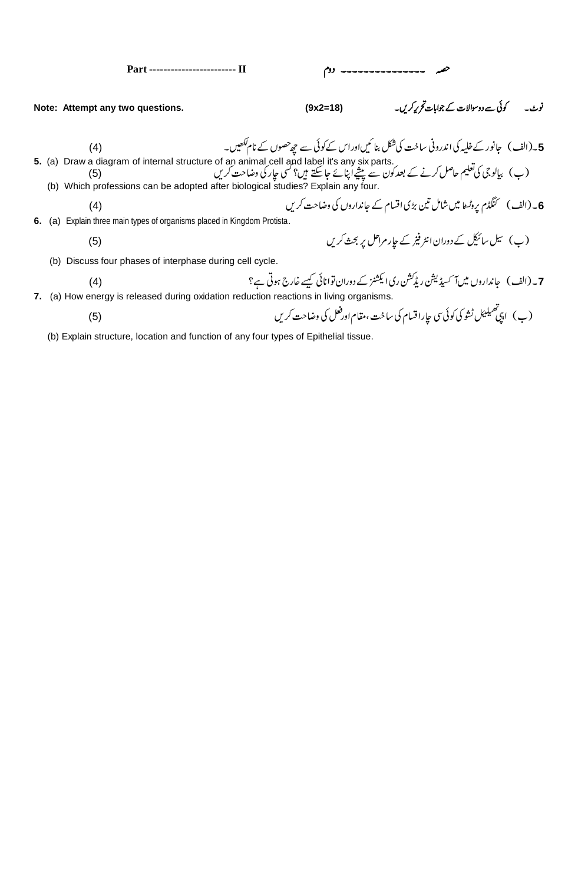**Part ------------------------ II** حصہ ---------------- دوم

**Note: Attempt any two questions.** **(9x2=18)** نوٹ۔ کوئی سے دو سوالات کے جوابات تحریر کریں۔

**5**۔(الف) جانور کے خلیہ کی اندرونی ساخت کی شکل بنائیں اور اس کے کوئی سے چھ حصوں کے نام لکھیں۔ (4)

**5.** (a) Draw a diagram of internal structure of an animal cell and label it's any six parts.

(ب) بیالوجی کی تعلیم حاصل کرنے کے بعد کون سے پیشے اپنائے جا سکتے ہیں؟ کسی چار کی وضاحت کریں (5)

(b) Which professions can be adopted after biological studies? Explain any four.

**6**۔(الف) کنگڈم پروٹسٹا میں شامل تین بڑی اقسام کے جانداروں کی وضاحت کریں (4)

**6.** (a) Explain three main types of organisms placed in Kingdom Protista.

(ب) سیل سائیکل کے دوران انٹرفیز کے چار مراحل پر بحث کریں (5)

(b) Discuss four phases of interphase during cell cycle.

**7**۔(الف) جانداروں میں آکسیڈیشن ریڈکشن ری ایکشنز کے دوران توانائی کیسے خارج ہوتی ہے؟ (4)

**7.** (a) How energy is released during oxidation reduction reactions in living organisms.

(ب) اپی تھیلیئل ٹشو کی کوئی سی چار اقسام کی ساخت، مقام اور فعل کی وضاحت کریں (5)

(b) Explain structure, location and function of any four types of Epithelial tissue.